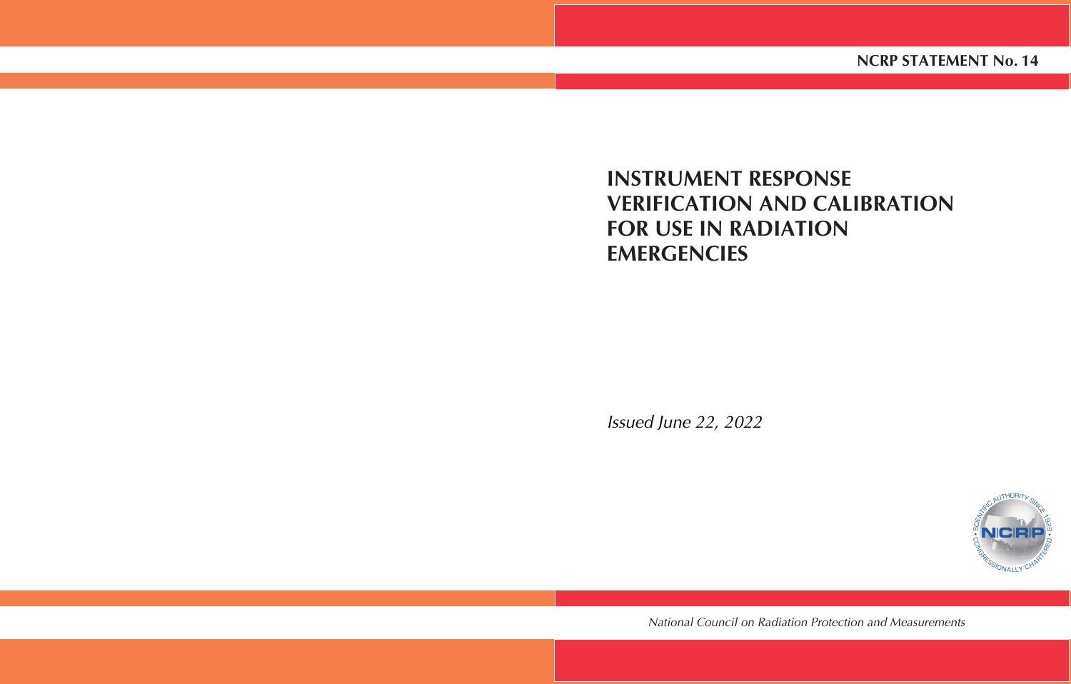NCRP STATEMENT No. 14

# INSTRUMENT RESPONSE VERIFICATION AND CALIBRATION FOR USE IN RADIATION EMERGENCIES

*Issued June 22, 2022*

*National Council on Radiation Protection and Measurements*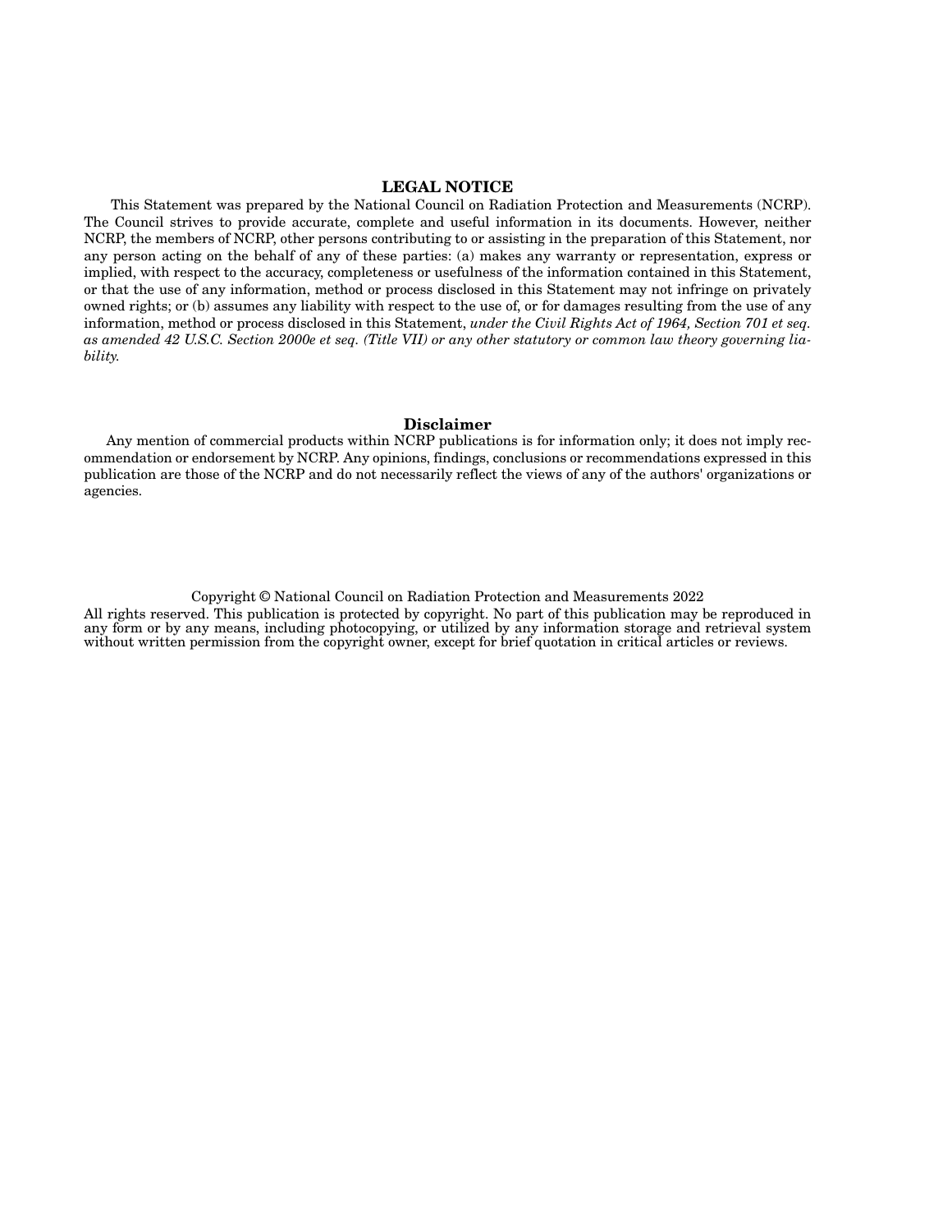## LEGAL NOTICE

This Statement was prepared by the National Council on Radiation Protection and Measurements (NCRP). The Council strives to provide accurate, complete and useful information in its documents. However, neither NCRP, the members of NCRP, other persons contributing to or assisting in the preparation of this Statement, nor any person acting on the behalf of any of these parties: (a) makes any warranty or representation, express or implied, with respect to the accuracy, completeness or usefulness of the information contained in this Statement, or that the use of any information, method or process disclosed in this Statement may not infringe on privately owned rights; or (b) assumes any liability with respect to the use of, or for damages resulting from the use of any information, method or process disclosed in this Statement, *under the Civil Rights Act of 1964, Section 701 et seq. as amended 42 U.S.C. Section 2000e et seq. (Title VII) or any other statutory or common law theory governing liability.*

## Disclaimer

Any mention of commercial products within NCRP publications is for information only; it does not imply recommendation or endorsement by NCRP. Any opinions, findings, conclusions or recommendations expressed in this publication are those of the NCRP and do not necessarily reflect the views of any of the authors' organizations or agencies.

Copyright © National Council on Radiation Protection and Measurements 2022

All rights reserved. This publication is protected by copyright. No part of this publication may be reproduced in any form or by any means, including photocopying, or utilized by any information storage and retrieval system without written permission from the copyright owner, except for brief quotation in critical articles or reviews.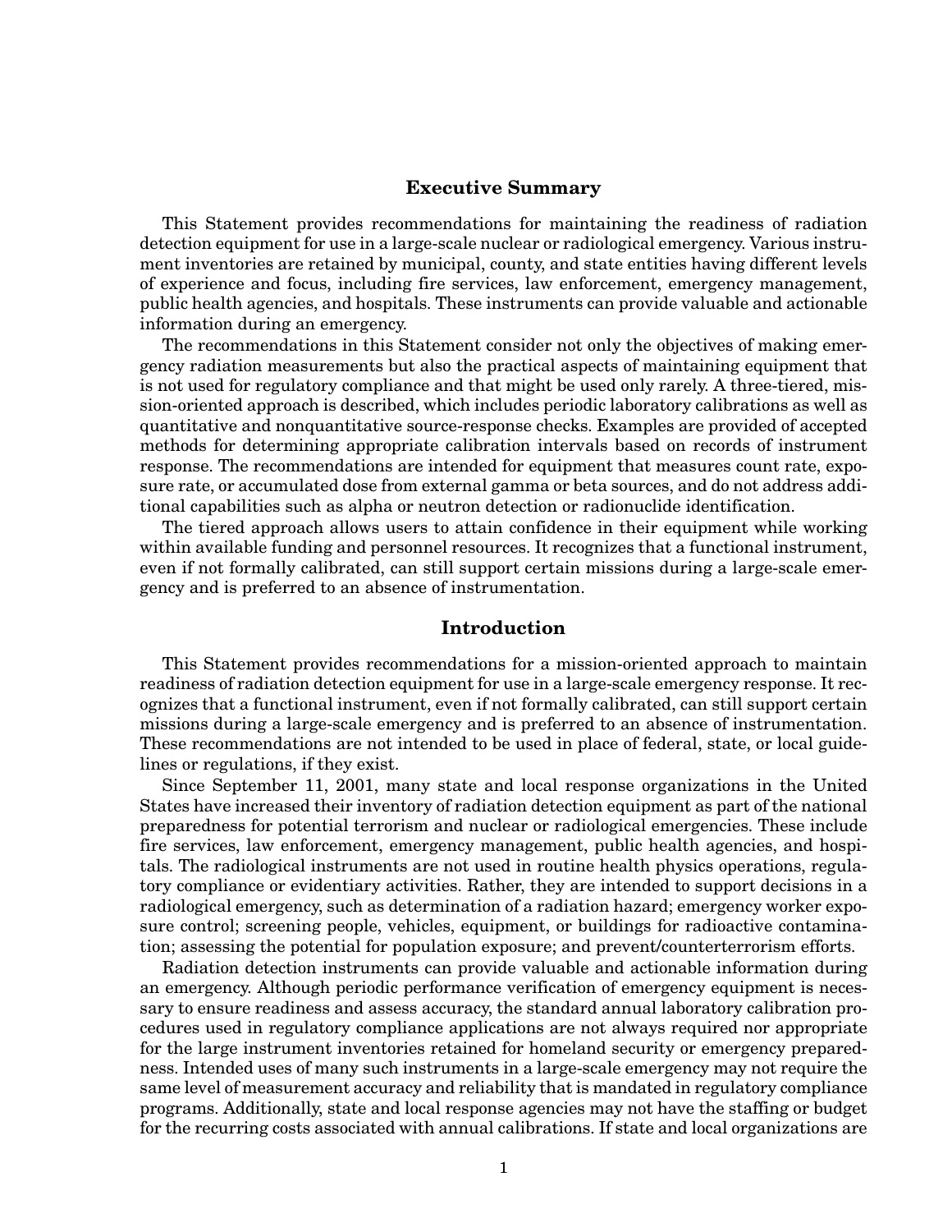## Executive Summary

This Statement provides recommendations for maintaining the readiness of radiation detection equipment for use in a large-scale nuclear or radiological emergency. Various instrument inventories are retained by municipal, county, and state entities having different levels of experience and focus, including fire services, law enforcement, emergency management, public health agencies, and hospitals. These instruments can provide valuable and actionable information during an emergency.

The recommendations in this Statement consider not only the objectives of making emergency radiation measurements but also the practical aspects of maintaining equipment that is not used for regulatory compliance and that might be used only rarely. A three-tiered, mission-oriented approach is described, which includes periodic laboratory calibrations as well as quantitative and nonquantitative source-response checks. Examples are provided of accepted methods for determining appropriate calibration intervals based on records of instrument response. The recommendations are intended for equipment that measures count rate, exposure rate, or accumulated dose from external gamma or beta sources, and do not address additional capabilities such as alpha or neutron detection or radionuclide identification.

The tiered approach allows users to attain confidence in their equipment while working within available funding and personnel resources. It recognizes that a functional instrument, even if not formally calibrated, can still support certain missions during a large-scale emergency and is preferred to an absence of instrumentation.

## Introduction

This Statement provides recommendations for a mission-oriented approach to maintain readiness of radiation detection equipment for use in a large-scale emergency response. It recognizes that a functional instrument, even if not formally calibrated, can still support certain missions during a large-scale emergency and is preferred to an absence of instrumentation. These recommendations are not intended to be used in place of federal, state, or local guidelines or regulations, if they exist.

Since September 11, 2001, many state and local response organizations in the United States have increased their inventory of radiation detection equipment as part of the national preparedness for potential terrorism and nuclear or radiological emergencies. These include fire services, law enforcement, emergency management, public health agencies, and hospitals. The radiological instruments are not used in routine health physics operations, regulatory compliance or evidentiary activities. Rather, they are intended to support decisions in a radiological emergency, such as determination of a radiation hazard; emergency worker exposure control; screening people, vehicles, equipment, or buildings for radioactive contamination; assessing the potential for population exposure; and prevent/counterterrorism efforts.

Radiation detection instruments can provide valuable and actionable information during an emergency. Although periodic performance verification of emergency equipment is necessary to ensure readiness and assess accuracy, the standard annual laboratory calibration procedures used in regulatory compliance applications are not always required nor appropriate for the large instrument inventories retained for homeland security or emergency preparedness. Intended uses of many such instruments in a large-scale emergency may not require the same level of measurement accuracy and reliability that is mandated in regulatory compliance programs. Additionally, state and local response agencies may not have the staffing or budget for the recurring costs associated with annual calibrations. If state and local organizations are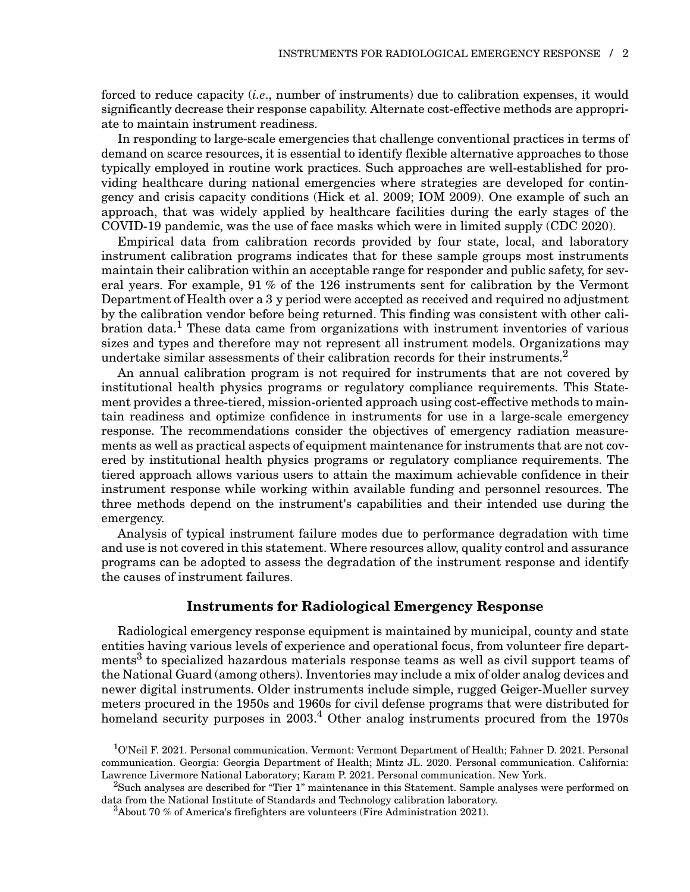forced to reduce capacity (*i.e*., number of instruments) due to calibration expenses, it would significantly decrease their response capability. Alternate cost-effective methods are appropriate to maintain instrument readiness.

In responding to large-scale emergencies that challenge conventional practices in terms of demand on scarce resources, it is essential to identify flexible alternative approaches to those typically employed in routine work practices. Such approaches are well-established for providing healthcare during national emergencies where strategies are developed for contingency and crisis capacity conditions (Hick et al. 2009; IOM 2009). One example of such an approach, that was widely applied by healthcare facilities during the early stages of the COVID-19 pandemic, was the use of face masks which were in limited supply (CDC 2020).

Empirical data from calibration records provided by four state, local, and laboratory instrument calibration programs indicates that for these sample groups most instruments maintain their calibration within an acceptable range for responder and public safety, for several years. For example, 91 % of the 126 instruments sent for calibration by the Vermont Department of Health over a 3 y period were accepted as received and required no adjustment by the calibration vendor before being returned. This finding was consistent with other calibration data.[1] These data came from organizations with instrument inventories of various sizes and types and therefore may not represent all instrument models. Organizations may undertake similar assessments of their calibration records for their instruments.[2]

An annual calibration program is not required for instruments that are not covered by institutional health physics programs or regulatory compliance requirements. This Statement provides a three-tiered, mission-oriented approach using cost-effective methods to maintain readiness and optimize confidence in instruments for use in a large-scale emergency response. The recommendations consider the objectives of emergency radiation measurements as well as practical aspects of equipment maintenance for instruments that are not covered by institutional health physics programs or regulatory compliance requirements. The tiered approach allows various users to attain the maximum achievable confidence in their instrument response while working within available funding and personnel resources. The three methods depend on the instrument's capabilities and their intended use during the emergency.

Analysis of typical instrument failure modes due to performance degradation with time and use is not covered in this statement. Where resources allow, quality control and assurance programs can be adopted to assess the degradation of the instrument response and identify the causes of instrument failures.

## Instruments for Radiological Emergency Response

Radiological emergency response equipment is maintained by municipal, county and state entities having various levels of experience and operational focus, from volunteer fire departments[3] to specialized hazardous materials response teams as well as civil support teams of the National Guard (among others). Inventories may include a mix of older analog devices and newer digital instruments. Older instruments include simple, rugged Geiger-Mueller survey meters procured in the 1950s and 1960s for civil defense programs that were distributed for homeland security purposes in 2003.[4] Other analog instruments procured from the 1970s

[1] O'Neil F. 2021. Personal communication. Vermont: Vermont Department of Health; Fahner D. 2021. Personal communication. Georgia: Georgia Department of Health; Mintz JL. 2020. Personal communication. California: Lawrence Livermore National Laboratory; Karam P. 2021. Personal communication. New York.

[2] Such analyses are described for "Tier 1" maintenance in this Statement. Sample analyses were performed on data from the National Institute of Standards and Technology calibration laboratory.

[3] About 70 % of America's firefighters are volunteers (Fire Administration 2021).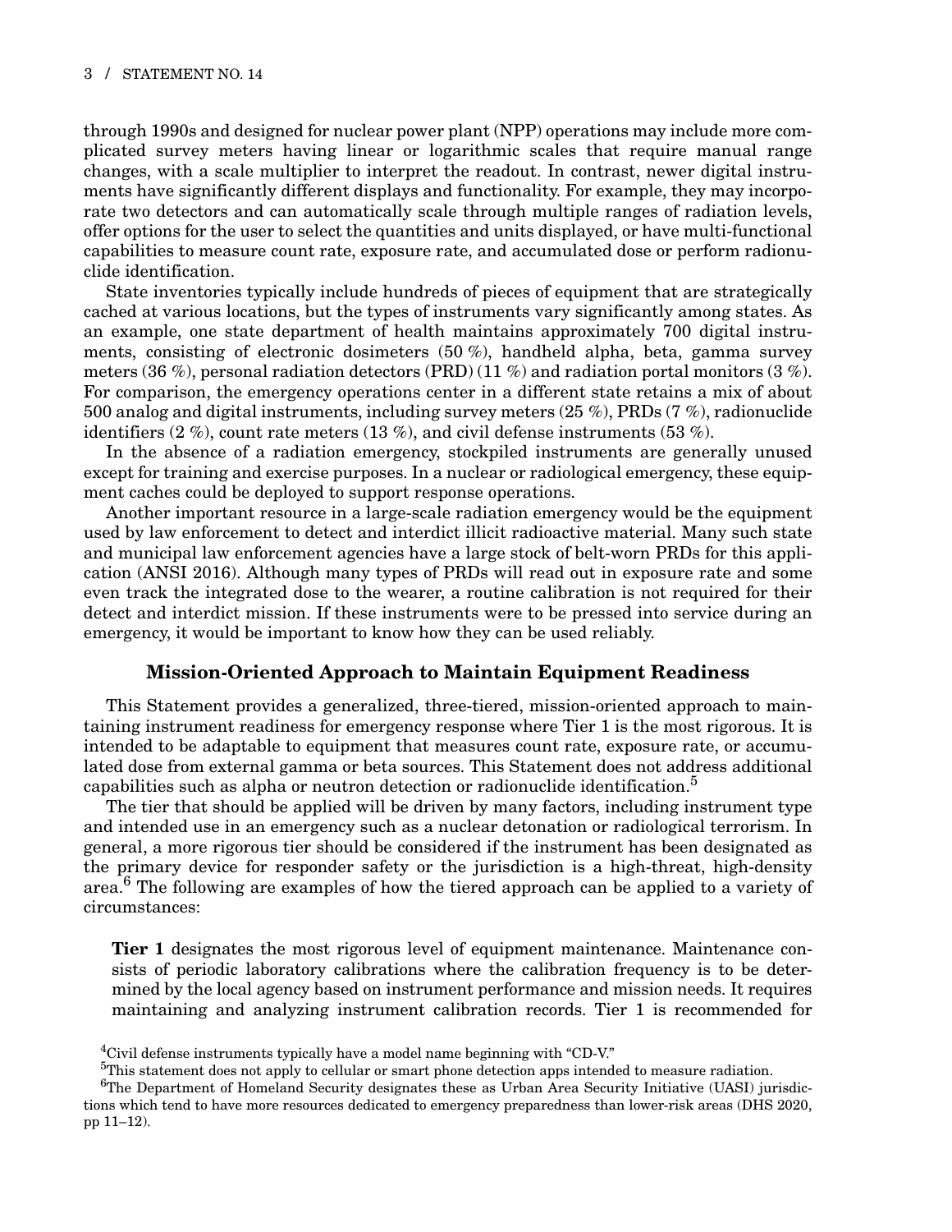through 1990s and designed for nuclear power plant (NPP) operations may include more complicated survey meters having linear or logarithmic scales that require manual range changes, with a scale multiplier to interpret the readout. In contrast, newer digital instruments have significantly different displays and functionality. For example, they may incorporate two detectors and can automatically scale through multiple ranges of radiation levels, offer options for the user to select the quantities and units displayed, or have multi-functional capabilities to measure count rate, exposure rate, and accumulated dose or perform radionuclide identification.

State inventories typically include hundreds of pieces of equipment that are strategically cached at various locations, but the types of instruments vary significantly among states. As an example, one state department of health maintains approximately 700 digital instruments, consisting of electronic dosimeters (50 %), handheld alpha, beta, gamma survey meters (36 %), personal radiation detectors (PRD) (11 %) and radiation portal monitors (3 %). For comparison, the emergency operations center in a different state retains a mix of about 500 analog and digital instruments, including survey meters (25 %), PRDs (7 %), radionuclide identifiers (2 %), count rate meters (13 %), and civil defense instruments (53 %).

In the absence of a radiation emergency, stockpiled instruments are generally unused except for training and exercise purposes. In a nuclear or radiological emergency, these equipment caches could be deployed to support response operations.

Another important resource in a large-scale radiation emergency would be the equipment used by law enforcement to detect and interdict illicit radioactive material. Many such state and municipal law enforcement agencies have a large stock of belt-worn PRDs for this application (ANSI 2016). Although many types of PRDs will read out in exposure rate and some even track the integrated dose to the wearer, a routine calibration is not required for their detect and interdict mission. If these instruments were to be pressed into service during an emergency, it would be important to know how they can be used reliably.

## Mission-Oriented Approach to Maintain Equipment Readiness

This Statement provides a generalized, three-tiered, mission-oriented approach to maintaining instrument readiness for emergency response where Tier 1 is the most rigorous. It is intended to be adaptable to equipment that measures count rate, exposure rate, or accumulated dose from external gamma or beta sources. This Statement does not address additional capabilities such as alpha or neutron detection or radionuclide identification.[5]

The tier that should be applied will be driven by many factors, including instrument type and intended use in an emergency such as a nuclear detonation or radiological terrorism. In general, a more rigorous tier should be considered if the instrument has been designated as the primary device for responder safety or the jurisdiction is a high-threat, high-density area.[6] The following are examples of how the tiered approach can be applied to a variety of circumstances:

**Tier 1** designates the most rigorous level of equipment maintenance. Maintenance consists of periodic laboratory calibrations where the calibration frequency is to be determined by the local agency based on instrument performance and mission needs. It requires maintaining and analyzing instrument calibration records. Tier 1 is recommended for

[4]Civil defense instruments typically have a model name beginning with "CD-V."

[5]This statement does not apply to cellular or smart phone detection apps intended to measure radiation.

[6]The Department of Homeland Security designates these as Urban Area Security Initiative (UASI) jurisdictions which tend to have more resources dedicated to emergency preparedness than lower-risk areas (DHS 2020, pp 11–12).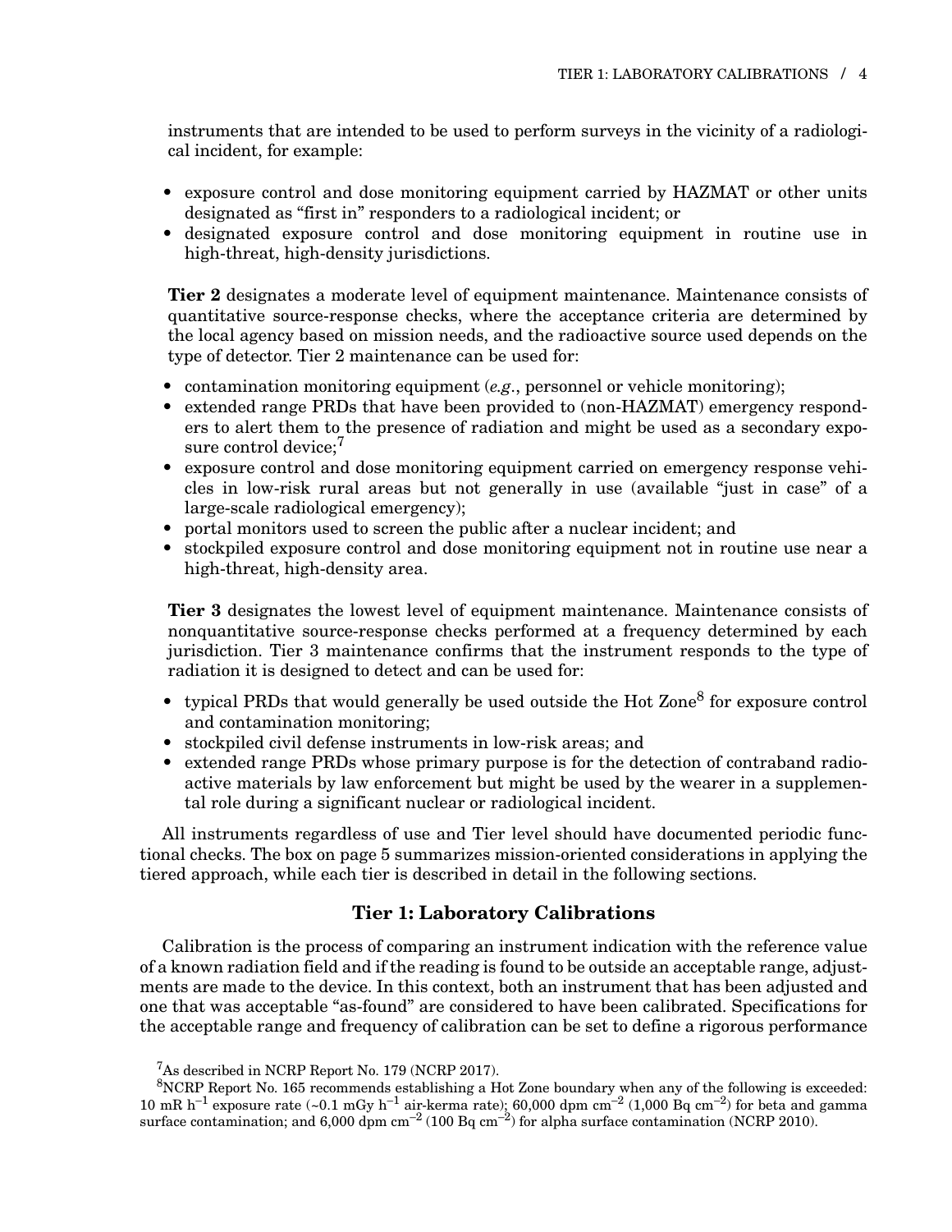instruments that are intended to be used to perform surveys in the vicinity of a radiological incident, for example:

- exposure control and dose monitoring equipment carried by HAZMAT or other units designated as "first in" responders to a radiological incident; or
- designated exposure control and dose monitoring equipment in routine use in high-threat, high-density jurisdictions.

**Tier 2** designates a moderate level of equipment maintenance. Maintenance consists of quantitative source-response checks, where the acceptance criteria are determined by the local agency based on mission needs, and the radioactive source used depends on the type of detector. Tier 2 maintenance can be used for:

- contamination monitoring equipment (*e.g.*, personnel or vehicle monitoring);
- extended range PRDs that have been provided to (non-HAZMAT) emergency responders to alert them to the presence of radiation and might be used as a secondary exposure control device;[7]
- exposure control and dose monitoring equipment carried on emergency response vehicles in low-risk rural areas but not generally in use (available "just in case" of a large-scale radiological emergency);
- portal monitors used to screen the public after a nuclear incident; and
- stockpiled exposure control and dose monitoring equipment not in routine use near a high-threat, high-density area.

**Tier 3** designates the lowest level of equipment maintenance. Maintenance consists of nonquantitative source-response checks performed at a frequency determined by each jurisdiction. Tier 3 maintenance confirms that the instrument responds to the type of radiation it is designed to detect and can be used for:

- typical PRDs that would generally be used outside the Hot Zone[8] for exposure control and contamination monitoring;
- stockpiled civil defense instruments in low-risk areas; and
- extended range PRDs whose primary purpose is for the detection of contraband radioactive materials by law enforcement but might be used by the wearer in a supplemental role during a significant nuclear or radiological incident.

All instruments regardless of use and Tier level should have documented periodic functional checks. The box on page 5 summarizes mission-oriented considerations in applying the tiered approach, while each tier is described in detail in the following sections.

## Tier 1: Laboratory Calibrations

Calibration is the process of comparing an instrument indication with the reference value of a known radiation field and if the reading is found to be outside an acceptable range, adjustments are made to the device. In this context, both an instrument that has been adjusted and one that was acceptable "as-found" are considered to have been calibrated. Specifications for the acceptable range and frequency of calibration can be set to define a rigorous performance

[7]As described in NCRP Report No. 179 (NCRP 2017).

[8]NCRP Report No. 165 recommends establishing a Hot Zone boundary when any of the following is exceeded: 10 mR $h^{-1}$ exposure rate (~0.1 mGy $h^{-1}$ air-kerma rate); 60,000 dpm $cm^{-2}$ (1,000 Bq $cm^{-2}$) for beta and gamma surface contamination; and 6,000 dpm $cm^{-2}$ (100 Bq $cm^{-2}$) for alpha surface contamination (NCRP 2010).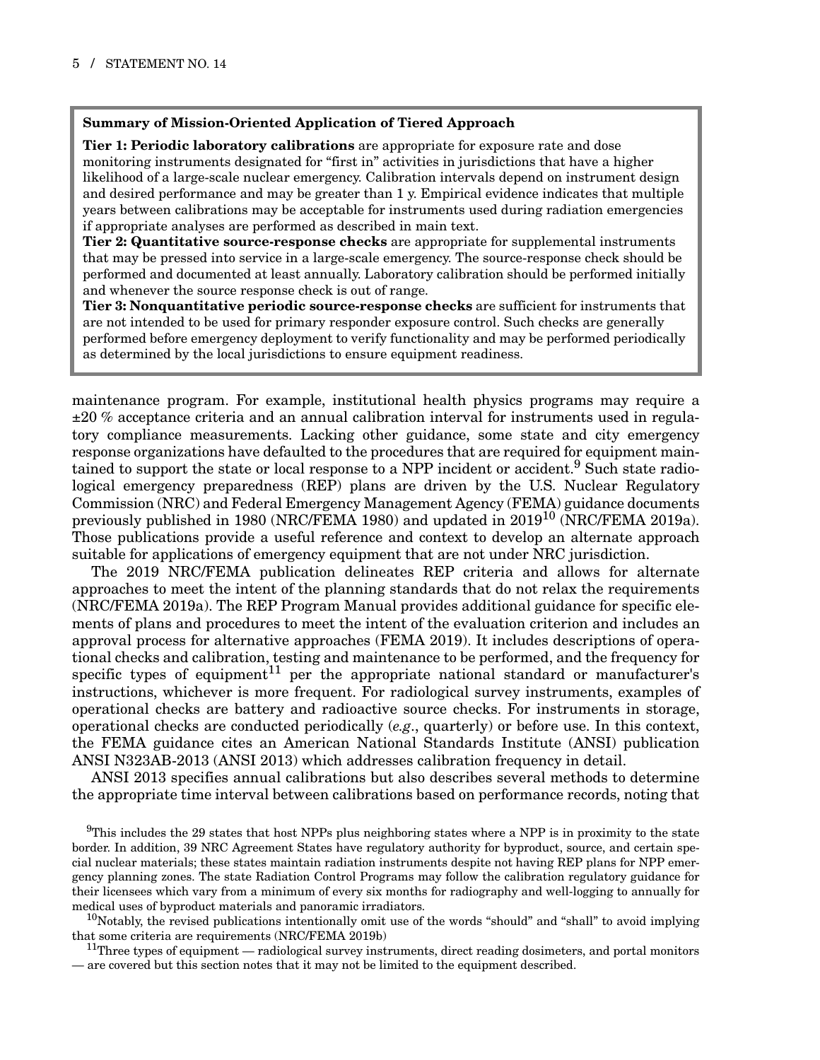> **Summary of Mission-Oriented Application of Tiered Approach**
>
> **Tier 1: Periodic laboratory calibrations** are appropriate for exposure rate and dose monitoring instruments designated for "first in" activities in jurisdictions that have a higher likelihood of a large-scale nuclear emergency. Calibration intervals depend on instrument design and desired performance and may be greater than 1 y. Empirical evidence indicates that multiple years between calibrations may be acceptable for instruments used during radiation emergencies if appropriate analyses are performed as described in main text.
>
> **Tier 2: Quantitative source-response checks** are appropriate for supplemental instruments that may be pressed into service in a large-scale emergency. The source-response check should be performed and documented at least annually. Laboratory calibration should be performed initially and whenever the source response check is out of range.
>
> **Tier 3: Nonquantitative periodic source-response checks** are sufficient for instruments that are not intended to be used for primary responder exposure control. Such checks are generally performed before emergency deployment to verify functionality and may be performed periodically as determined by the local jurisdictions to ensure equipment readiness.

maintenance program. For example, institutional health physics programs may require a ±20 % acceptance criteria and an annual calibration interval for instruments used in regulatory compliance measurements. Lacking other guidance, some state and city emergency response organizations have defaulted to the procedures that are required for equipment maintained to support the state or local response to a NPP incident or accident.[9] Such state radiological emergency preparedness (REP) plans are driven by the U.S. Nuclear Regulatory Commission (NRC) and Federal Emergency Management Agency (FEMA) guidance documents previously published in 1980 (NRC/FEMA 1980) and updated in 2019[10] (NRC/FEMA 2019a). Those publications provide a useful reference and context to develop an alternate approach suitable for applications of emergency equipment that are not under NRC jurisdiction.

The 2019 NRC/FEMA publication delineates REP criteria and allows for alternate approaches to meet the intent of the planning standards that do not relax the requirements (NRC/FEMA 2019a). The REP Program Manual provides additional guidance for specific elements of plans and procedures to meet the intent of the evaluation criterion and includes an approval process for alternative approaches (FEMA 2019). It includes descriptions of operational checks and calibration, testing and maintenance to be performed, and the frequency for specific types of equipment[11] per the appropriate national standard or manufacturer's instructions, whichever is more frequent. For radiological survey instruments, examples of operational checks are battery and radioactive source checks. For instruments in storage, operational checks are conducted periodically (*e.g.*, quarterly) or before use. In this context, the FEMA guidance cites an American National Standards Institute (ANSI) publication ANSI N323AB-2013 (ANSI 2013) which addresses calibration frequency in detail.

ANSI 2013 specifies annual calibrations but also describes several methods to determine the appropriate time interval between calibrations based on performance records, noting that

[9]This includes the 29 states that host NPPs plus neighboring states where a NPP is in proximity to the state border. In addition, 39 NRC Agreement States have regulatory authority for byproduct, source, and certain special nuclear materials; these states maintain radiation instruments despite not having REP plans for NPP emergency planning zones. The state Radiation Control Programs may follow the calibration regulatory guidance for their licensees which vary from a minimum of every six months for radiography and well-logging to annually for medical uses of byproduct materials and panoramic irradiators.

[10]Notably, the revised publications intentionally omit use of the words "should" and "shall" to avoid implying that some criteria are requirements (NRC/FEMA 2019b)

[11]Three types of equipment — radiological survey instruments, direct reading dosimeters, and portal monitors — are covered but this section notes that it may not be limited to the equipment described.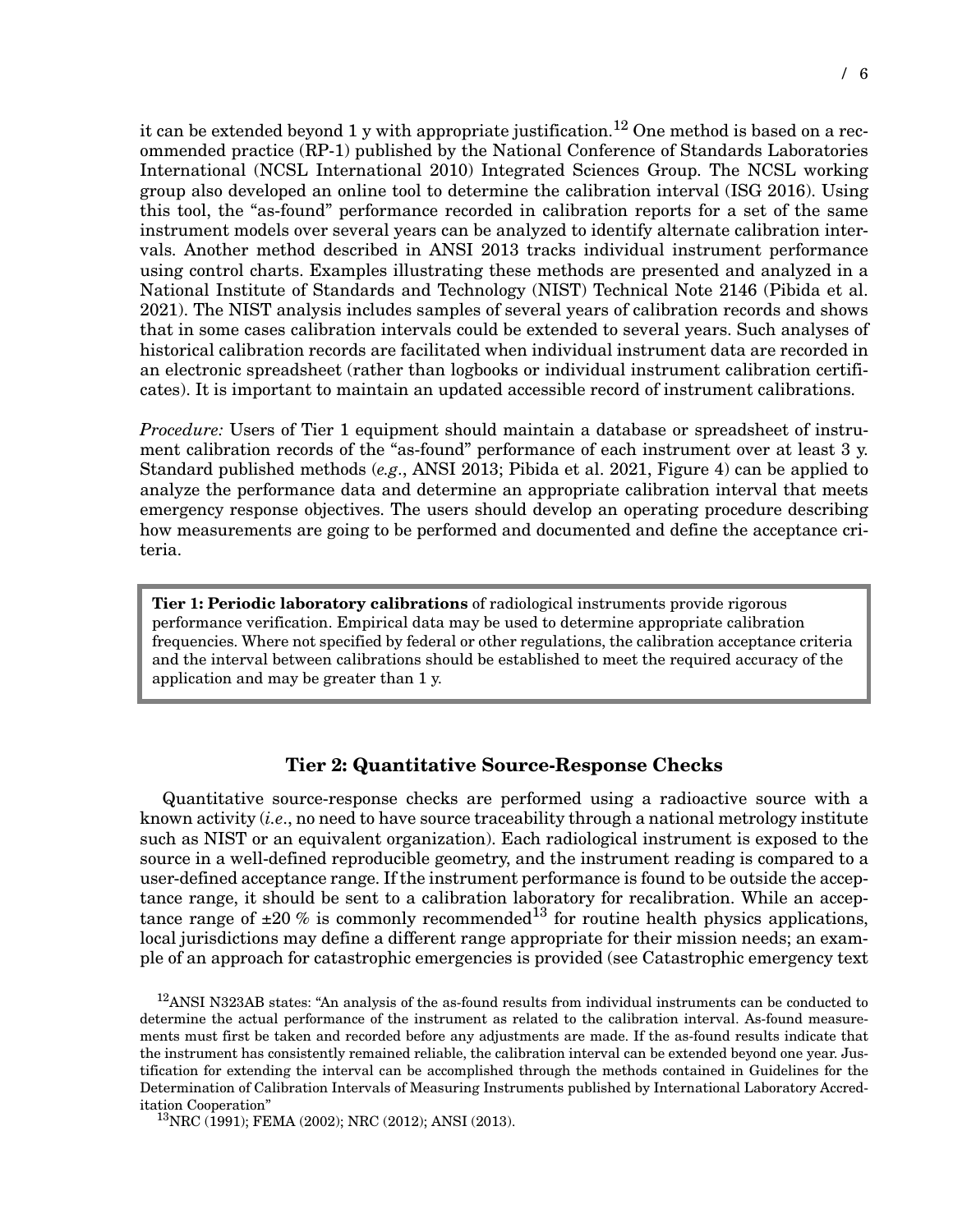it can be extended beyond 1 y with appropriate justification.[12] One method is based on a recommended practice (RP-1) published by the National Conference of Standards Laboratories International (NCSL International 2010) Integrated Sciences Group. The NCSL working group also developed an online tool to determine the calibration interval (ISG 2016). Using this tool, the "as-found" performance recorded in calibration reports for a set of the same instrument models over several years can be analyzed to identify alternate calibration intervals. Another method described in ANSI 2013 tracks individual instrument performance using control charts. Examples illustrating these methods are presented and analyzed in a National Institute of Standards and Technology (NIST) Technical Note 2146 (Pibida et al. 2021). The NIST analysis includes samples of several years of calibration records and shows that in some cases calibration intervals could be extended to several years. Such analyses of historical calibration records are facilitated when individual instrument data are recorded in an electronic spreadsheet (rather than logbooks or individual instrument calibration certificates). It is important to maintain an updated accessible record of instrument calibrations.

*Procedure:* Users of Tier 1 equipment should maintain a database or spreadsheet of instrument calibration records of the "as-found" performance of each instrument over at least 3 y. Standard published methods (*e.g.*, ANSI 2013; Pibida et al. 2021, Figure 4) can be applied to analyze the performance data and determine an appropriate calibration interval that meets emergency response objectives. The users should develop an operating procedure describing how measurements are going to be performed and documented and define the acceptance criteria.

> **Tier 1: Periodic laboratory calibrations** of radiological instruments provide rigorous performance verification. Empirical data may be used to determine appropriate calibration frequencies. Where not specified by federal or other regulations, the calibration acceptance criteria and the interval between calibrations should be established to meet the required accuracy of the application and may be greater than 1 y.

### Tier 2: Quantitative Source-Response Checks

Quantitative source-response checks are performed using a radioactive source with a known activity (*i.e.*, no need to have source traceability through a national metrology institute such as NIST or an equivalent organization). Each radiological instrument is exposed to the source in a well-defined reproducible geometry, and the instrument reading is compared to a user-defined acceptance range. If the instrument performance is found to be outside the acceptance range, it should be sent to a calibration laboratory for recalibration. While an acceptance range of ±20 % is commonly recommended[13] for routine health physics applications, local jurisdictions may define a different range appropriate for their mission needs; an example of an approach for catastrophic emergencies is provided (see Catastrophic emergency text

[12] ANSI N323AB states: "An analysis of the as-found results from individual instruments can be conducted to determine the actual performance of the instrument as related to the calibration interval. As-found measurements must first be taken and recorded before any adjustments are made. If the as-found results indicate that the instrument has consistently remained reliable, the calibration interval can be extended beyond one year. Justification for extending the interval can be accomplished through the methods contained in Guidelines for the Determination of Calibration Intervals of Measuring Instruments published by International Laboratory Accreditation Cooperation"

[13] NRC (1991); FEMA (2002); NRC (2012); ANSI (2013).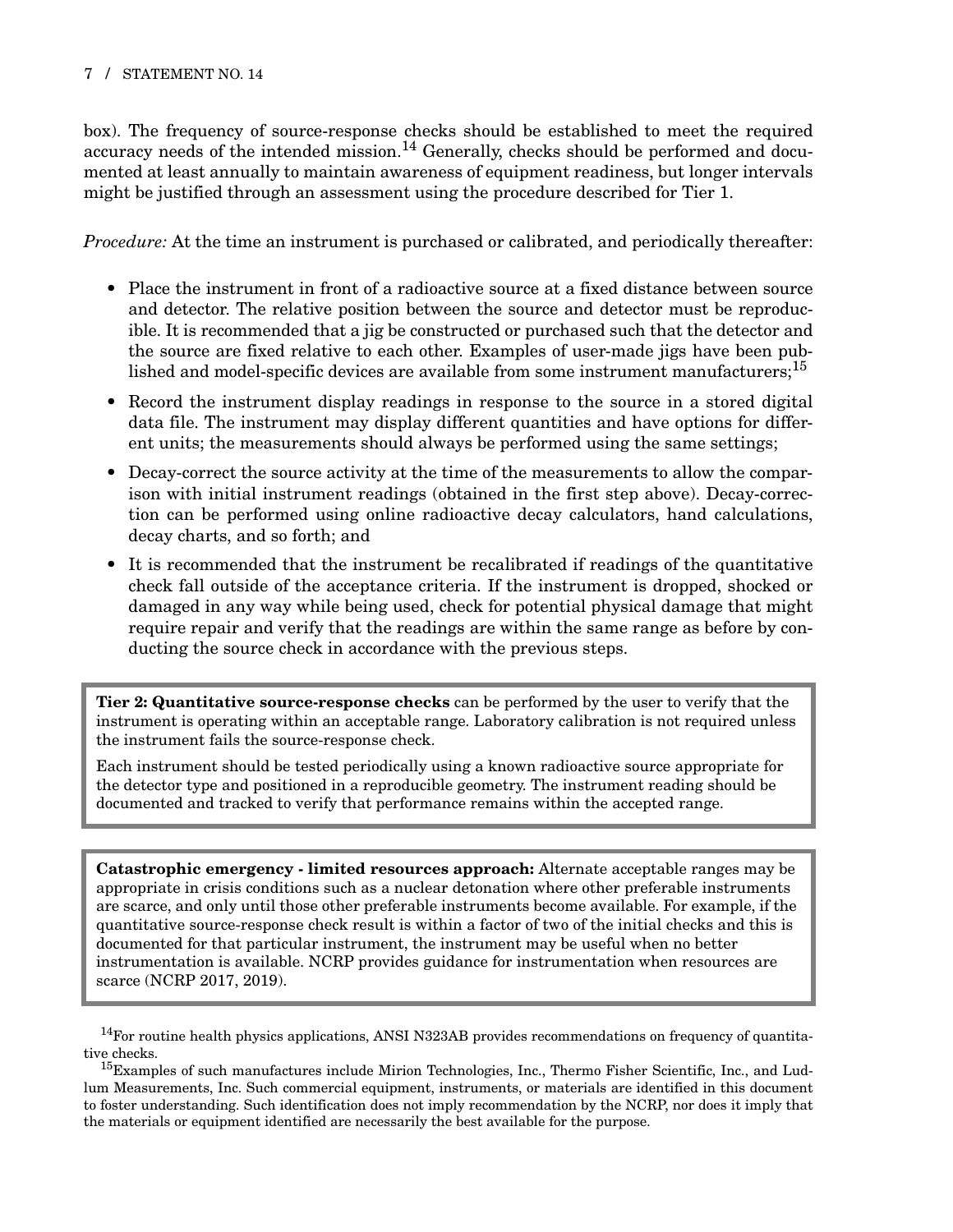box). The frequency of source-response checks should be established to meet the required accuracy needs of the intended mission.[14] Generally, checks should be performed and documented at least annually to maintain awareness of equipment readiness, but longer intervals might be justified through an assessment using the procedure described for Tier 1.

*Procedure:* At the time an instrument is purchased or calibrated, and periodically thereafter:

- Place the instrument in front of a radioactive source at a fixed distance between source and detector. The relative position between the source and detector must be reproducible. It is recommended that a jig be constructed or purchased such that the detector and the source are fixed relative to each other. Examples of user-made jigs have been published and model-specific devices are available from some instrument manufacturers;[15]
- Record the instrument display readings in response to the source in a stored digital data file. The instrument may display different quantities and have options for different units; the measurements should always be performed using the same settings;
- Decay-correct the source activity at the time of the measurements to allow the comparison with initial instrument readings (obtained in the first step above). Decay-correction can be performed using online radioactive decay calculators, hand calculations, decay charts, and so forth; and
- It is recommended that the instrument be recalibrated if readings of the quantitative check fall outside of the acceptance criteria. If the instrument is dropped, shocked or damaged in any way while being used, check for potential physical damage that might require repair and verify that the readings are within the same range as before by conducting the source check in accordance with the previous steps.

> **Tier 2: Quantitative source-response checks** can be performed by the user to verify that the instrument is operating within an acceptable range. Laboratory calibration is not required unless the instrument fails the source-response check.
>
> Each instrument should be tested periodically using a known radioactive source appropriate for the detector type and positioned in a reproducible geometry. The instrument reading should be documented and tracked to verify that performance remains within the accepted range.

> **Catastrophic emergency - limited resources approach:** Alternate acceptable ranges may be appropriate in crisis conditions such as a nuclear detonation where other preferable instruments are scarce, and only until those other preferable instruments become available. For example, if the quantitative source-response check result is within a factor of two of the initial checks and this is documented for that particular instrument, the instrument may be useful when no better instrumentation is available. NCRP provides guidance for instrumentation when resources are scarce (NCRP 2017, 2019).

[14] For routine health physics applications, ANSI N323AB provides recommendations on frequency of quantitative checks.

[15] Examples of such manufactures include Mirion Technologies, Inc., Thermo Fisher Scientific, Inc., and Ludlum Measurements, Inc. Such commercial equipment, instruments, or materials are identified in this document to foster understanding. Such identification does not imply recommendation by the NCRP, nor does it imply that the materials or equipment identified are necessarily the best available for the purpose.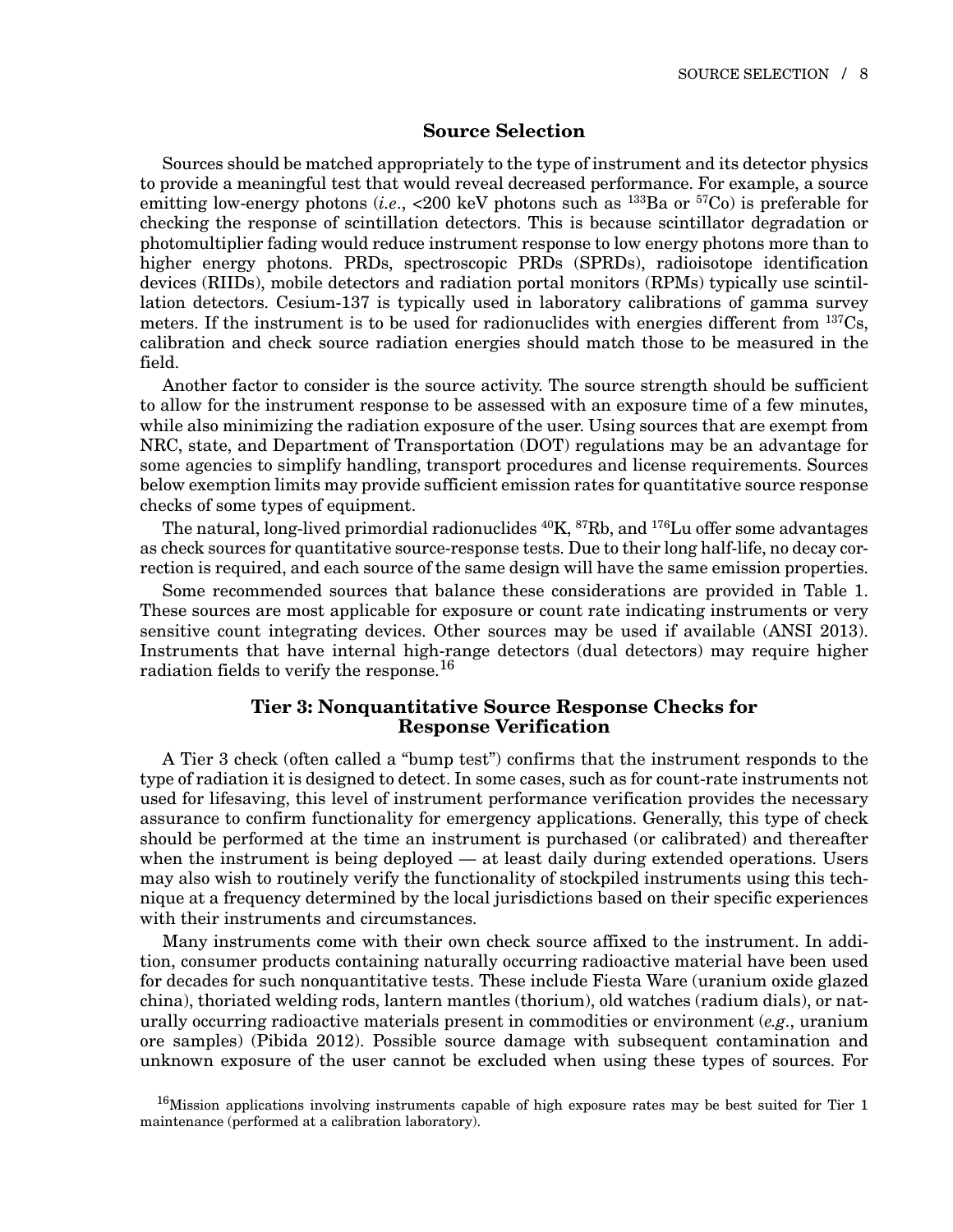## Source Selection

Sources should be matched appropriately to the type of instrument and its detector physics to provide a meaningful test that would reveal decreased performance. For example, a source emitting low-energy photons (*i.e.*, <200 keV photons such as $^{133}$Ba or $^{57}$Co) is preferable for checking the response of scintillation detectors. This is because scintillator degradation or photomultiplier fading would reduce instrument response to low energy photons more than to higher energy photons. PRDs, spectroscopic PRDs (SPRDs), radioisotope identification devices (RIIDs), mobile detectors and radiation portal monitors (RPMs) typically use scintillation detectors. Cesium-137 is typically used in laboratory calibrations of gamma survey meters. If the instrument is to be used for radionuclides with energies different from $^{137}$Cs, calibration and check source radiation energies should match those to be measured in the field.

Another factor to consider is the source activity. The source strength should be sufficient to allow for the instrument response to be assessed with an exposure time of a few minutes, while also minimizing the radiation exposure of the user. Using sources that are exempt from NRC, state, and Department of Transportation (DOT) regulations may be an advantage for some agencies to simplify handling, transport procedures and license requirements. Sources below exemption limits may provide sufficient emission rates for quantitative source response checks of some types of equipment.

The natural, long-lived primordial radionuclides $^{40}$K, $^{87}$Rb, and $^{176}$Lu offer some advantages as check sources for quantitative source-response tests. Due to their long half-life, no decay correction is required, and each source of the same design will have the same emission properties.

Some recommended sources that balance these considerations are provided in Table 1. These sources are most applicable for exposure or count rate indicating instruments or very sensitive count integrating devices. Other sources may be used if available (ANSI 2013). Instruments that have internal high-range detectors (dual detectors) may require higher radiation fields to verify the response.[16]

## Tier 3: Nonquantitative Source Response Checks for Response Verification

A Tier 3 check (often called a "bump test") confirms that the instrument responds to the type of radiation it is designed to detect. In some cases, such as for count-rate instruments not used for lifesaving, this level of instrument performance verification provides the necessary assurance to confirm functionality for emergency applications. Generally, this type of check should be performed at the time an instrument is purchased (or calibrated) and thereafter when the instrument is being deployed — at least daily during extended operations. Users may also wish to routinely verify the functionality of stockpiled instruments using this technique at a frequency determined by the local jurisdictions based on their specific experiences with their instruments and circumstances.

Many instruments come with their own check source affixed to the instrument. In addition, consumer products containing naturally occurring radioactive material have been used for decades for such nonquantitative tests. These include Fiesta Ware (uranium oxide glazed china), thoriated welding rods, lantern mantles (thorium), old watches (radium dials), or naturally occurring radioactive materials present in commodities or environment (*e.g.*, uranium ore samples) (Pibida 2012). Possible source damage with subsequent contamination and unknown exposure of the user cannot be excluded when using these types of sources. For

[16]Mission applications involving instruments capable of high exposure rates may be best suited for Tier 1 maintenance (performed at a calibration laboratory).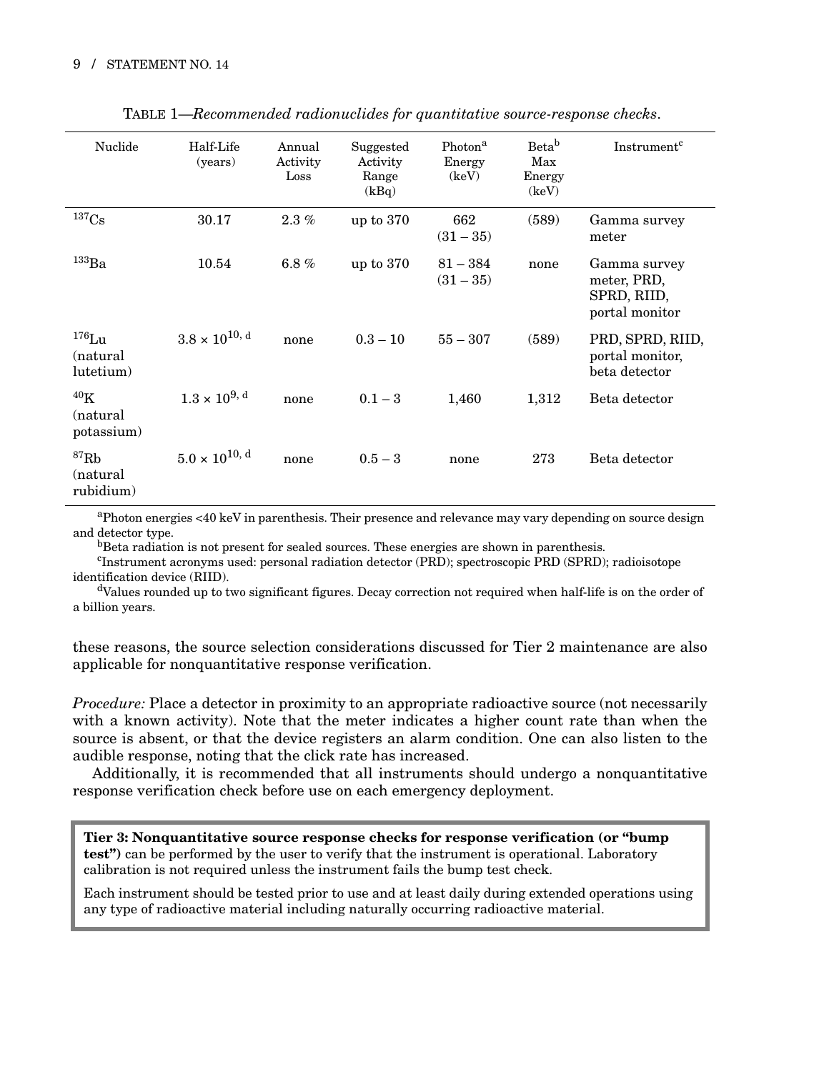TABLE 1—*Recommended radionuclides for quantitative source-response checks*.

| Nuclide | Half-Life (years) | Annual Activity Loss | Suggested Activity Range (kBq) | Photon[a] Energy (keV) | Beta[b] Max Energy (keV) | Instrument[c] |
|---|---|---|---|---|---|---|
| $^{137}$Cs | 30.17 | 2.3 % | up to 370 | 662 (31 – 35) | (589) | Gamma survey meter |
| $^{133}$Ba | 10.54 | 6.8 % | up to 370 | 81 – 384 (31 – 35) | none | Gamma survey meter, PRD, SPRD, RIID, portal monitor |
| $^{176}$Lu (natural lutetium) | $3.8 \times 10^{10}$, [d] | none | 0.3 – 10 | 55 – 307 | (589) | PRD, SPRD, RIID, portal monitor, beta detector |
| $^{40}$K (natural potassium) | $1.3 \times 10^{9}$, [d] | none | 0.1 – 3 | 1,460 | 1,312 | Beta detector |
| $^{87}$Rb (natural rubidium) | $5.0 \times 10^{10}$, [d] | none | 0.5 – 3 | none | 273 | Beta detector |

[a]Photon energies <40 keV in parenthesis. Their presence and relevance may vary depending on source design and detector type.

[b]Beta radiation is not present for sealed sources. These energies are shown in parenthesis.

[c]Instrument acronyms used: personal radiation detector (PRD); spectroscopic PRD (SPRD); radioisotope identification device (RIID).

[d]Values rounded up to two significant figures. Decay correction not required when half-life is on the order of a billion years.

these reasons, the source selection considerations discussed for Tier 2 maintenance are also applicable for nonquantitative response verification.

*Procedure:* Place a detector in proximity to an appropriate radioactive source (not necessarily with a known activity). Note that the meter indicates a higher count rate than when the source is absent, or that the device registers an alarm condition. One can also listen to the audible response, noting that the click rate has increased.

Additionally, it is recommended that all instruments should undergo a nonquantitative response verification check before use on each emergency deployment.

**Tier 3: Nonquantitative source response checks for response verification (or "bump test")** can be performed by the user to verify that the instrument is operational. Laboratory calibration is not required unless the instrument fails the bump test check.

Each instrument should be tested prior to use and at least daily during extended operations using any type of radioactive material including naturally occurring radioactive material.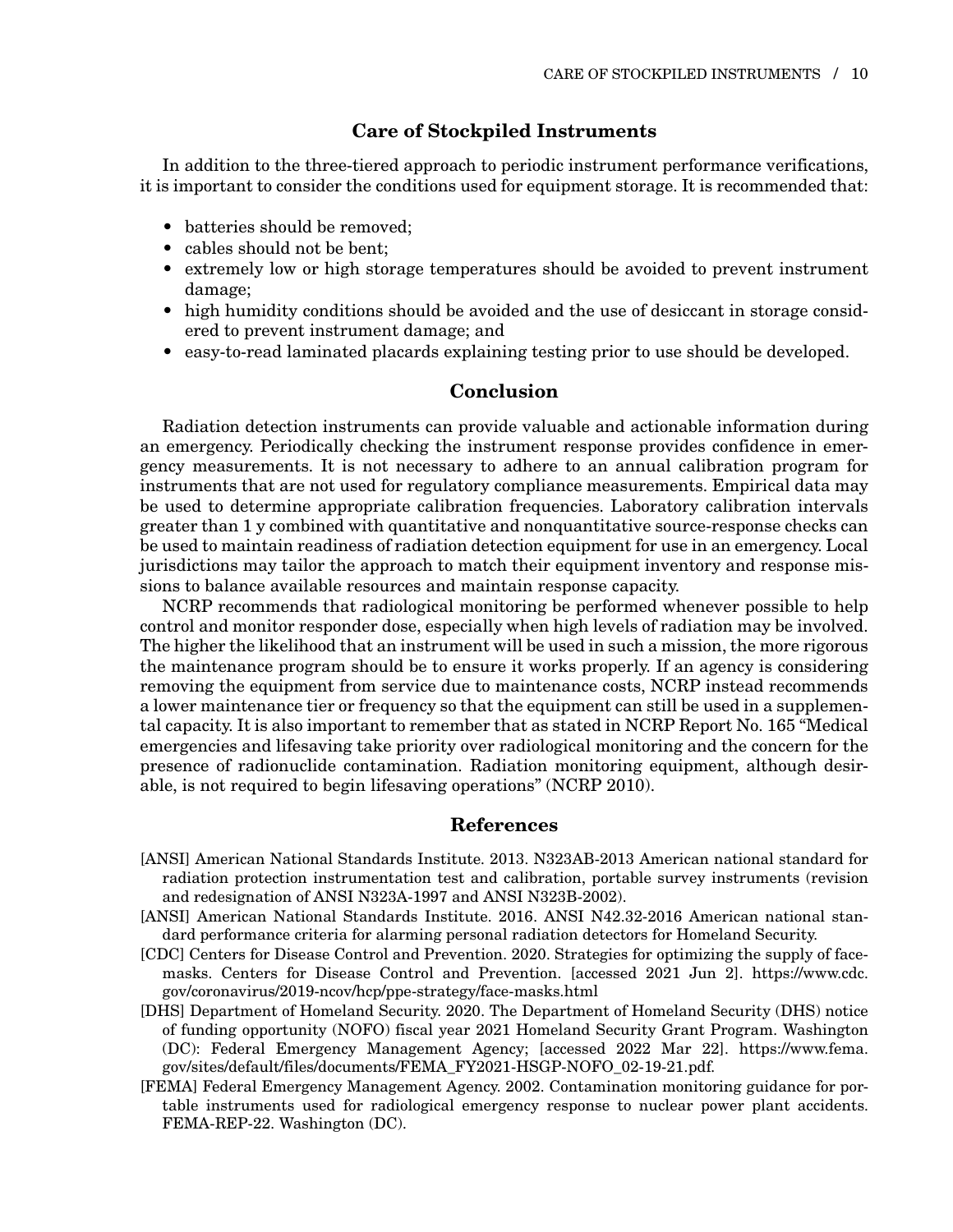## Care of Stockpiled Instruments

In addition to the three-tiered approach to periodic instrument performance verifications, it is important to consider the conditions used for equipment storage. It is recommended that:

- batteries should be removed;
- cables should not be bent;
- extremely low or high storage temperatures should be avoided to prevent instrument damage;
- high humidity conditions should be avoided and the use of desiccant in storage considered to prevent instrument damage; and
- easy-to-read laminated placards explaining testing prior to use should be developed.

## Conclusion

Radiation detection instruments can provide valuable and actionable information during an emergency. Periodically checking the instrument response provides confidence in emergency measurements. It is not necessary to adhere to an annual calibration program for instruments that are not used for regulatory compliance measurements. Empirical data may be used to determine appropriate calibration frequencies. Laboratory calibration intervals greater than 1 y combined with quantitative and nonquantitative source-response checks can be used to maintain readiness of radiation detection equipment for use in an emergency. Local jurisdictions may tailor the approach to match their equipment inventory and response missions to balance available resources and maintain response capacity.

NCRP recommends that radiological monitoring be performed whenever possible to help control and monitor responder dose, especially when high levels of radiation may be involved. The higher the likelihood that an instrument will be used in such a mission, the more rigorous the maintenance program should be to ensure it works properly. If an agency is considering removing the equipment from service due to maintenance costs, NCRP instead recommends a lower maintenance tier or frequency so that the equipment can still be used in a supplemental capacity. It is also important to remember that as stated in NCRP Report No. 165 "Medical emergencies and lifesaving take priority over radiological monitoring and the concern for the presence of radionuclide contamination. Radiation monitoring equipment, although desirable, is not required to begin lifesaving operations" (NCRP 2010).

## References

[ANSI] American National Standards Institute. 2013. N323AB-2013 American national standard for radiation protection instrumentation test and calibration, portable survey instruments (revision and redesignation of ANSI N323A-1997 and ANSI N323B-2002).

[ANSI] American National Standards Institute. 2016. ANSI N42.32-2016 American national standard performance criteria for alarming personal radiation detectors for Homeland Security.

[CDC] Centers for Disease Control and Prevention. 2020. Strategies for optimizing the supply of facemasks. Centers for Disease Control and Prevention. [accessed 2021 Jun 2]. https://www.cdc.gov/coronavirus/2019-ncov/hcp/ppe-strategy/face-masks.html

[DHS] Department of Homeland Security. 2020. The Department of Homeland Security (DHS) notice of funding opportunity (NOFO) fiscal year 2021 Homeland Security Grant Program. Washington (DC): Federal Emergency Management Agency; [accessed 2022 Mar 22]. https://www.fema.gov/sites/default/files/documents/FEMA_FY2021-HSGP-NOFO_02-19-21.pdf.

[FEMA] Federal Emergency Management Agency. 2002. Contamination monitoring guidance for portable instruments used for radiological emergency response to nuclear power plant accidents. FEMA-REP-22. Washington (DC).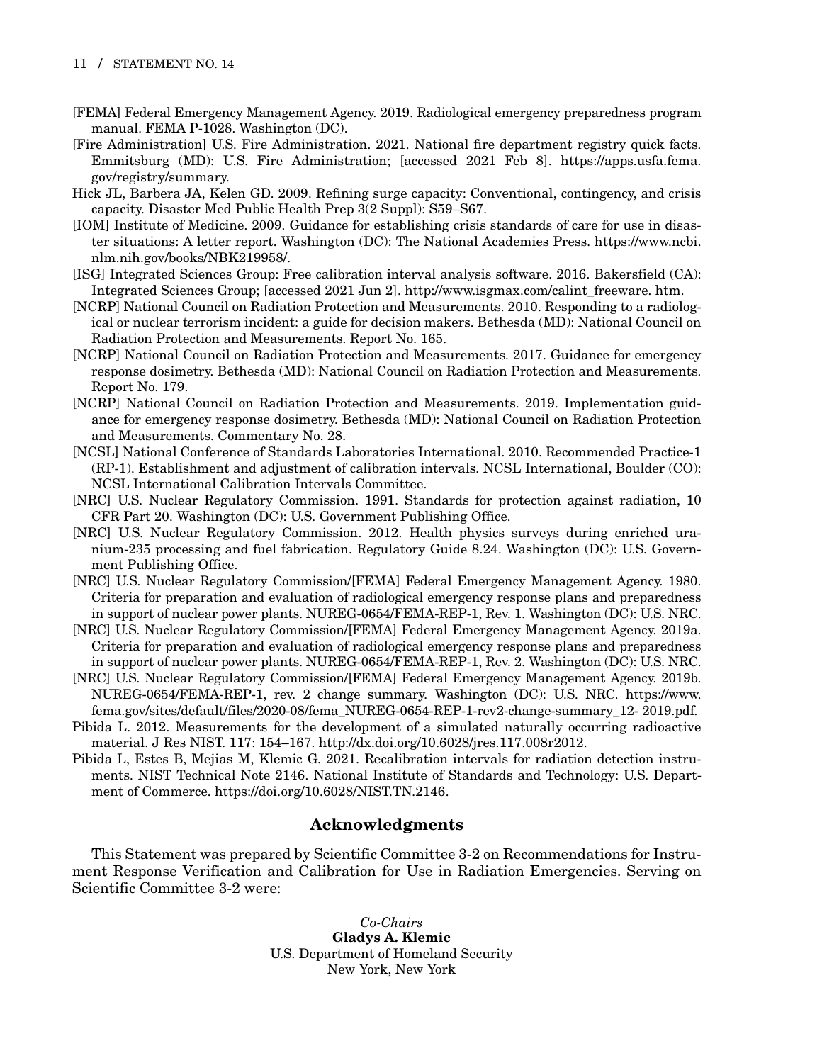[FEMA] Federal Emergency Management Agency. 2019. Radiological emergency preparedness program manual. FEMA P-1028. Washington (DC).

[Fire Administration] U.S. Fire Administration. 2021. National fire department registry quick facts. Emmitsburg (MD): U.S. Fire Administration; [accessed 2021 Feb 8]. https://apps.usfa.fema.gov/registry/summary.

Hick JL, Barbera JA, Kelen GD. 2009. Refining surge capacity: Conventional, contingency, and crisis capacity. Disaster Med Public Health Prep 3(2 Suppl): S59–S67.

[IOM] Institute of Medicine. 2009. Guidance for establishing crisis standards of care for use in disaster situations: A letter report. Washington (DC): The National Academies Press. https://www.ncbi.nlm.nih.gov/books/NBK219958/.

[ISG] Integrated Sciences Group: Free calibration interval analysis software. 2016. Bakersfield (CA): Integrated Sciences Group; [accessed 2021 Jun 2]. http://www.isgmax.com/calint_freeware.htm.

[NCRP] National Council on Radiation Protection and Measurements. 2010. Responding to a radiological or nuclear terrorism incident: a guide for decision makers. Bethesda (MD): National Council on Radiation Protection and Measurements. Report No. 165.

[NCRP] National Council on Radiation Protection and Measurements. 2017. Guidance for emergency response dosimetry. Bethesda (MD): National Council on Radiation Protection and Measurements. Report No. 179.

[NCRP] National Council on Radiation Protection and Measurements. 2019. Implementation guidance for emergency response dosimetry. Bethesda (MD): National Council on Radiation Protection and Measurements. Commentary No. 28.

[NCSL] National Conference of Standards Laboratories International. 2010. Recommended Practice-1 (RP-1). Establishment and adjustment of calibration intervals. NCSL International, Boulder (CO): NCSL International Calibration Intervals Committee.

[NRC] U.S. Nuclear Regulatory Commission. 1991. Standards for protection against radiation, 10 CFR Part 20. Washington (DC): U.S. Government Publishing Office.

[NRC] U.S. Nuclear Regulatory Commission. 2012. Health physics surveys during enriched uranium-235 processing and fuel fabrication. Regulatory Guide 8.24. Washington (DC): U.S. Government Publishing Office.

[NRC] U.S. Nuclear Regulatory Commission/[FEMA] Federal Emergency Management Agency. 1980. Criteria for preparation and evaluation of radiological emergency response plans and preparedness in support of nuclear power plants. NUREG-0654/FEMA-REP-1, Rev. 1. Washington (DC): U.S. NRC.

[NRC] U.S. Nuclear Regulatory Commission/[FEMA] Federal Emergency Management Agency. 2019a. Criteria for preparation and evaluation of radiological emergency response plans and preparedness in support of nuclear power plants. NUREG-0654/FEMA-REP-1, Rev. 2. Washington (DC): U.S. NRC.

[NRC] U.S. Nuclear Regulatory Commission/[FEMA] Federal Emergency Management Agency. 2019b. NUREG-0654/FEMA-REP-1, rev. 2 change summary. Washington (DC): U.S. NRC. https://www.fema.gov/sites/default/files/2020-08/fema_NUREG-0654-REP-1-rev2-change-summary_12- 2019.pdf.

Pibida L. 2012. Measurements for the development of a simulated naturally occurring radioactive material. J Res NIST. 117: 154–167. http://dx.doi.org/10.6028/jres.117.008r2012.

Pibida L, Estes B, Mejias M, Klemic G. 2021. Recalibration intervals for radiation detection instruments. NIST Technical Note 2146. National Institute of Standards and Technology: U.S. Department of Commerce. https://doi.org/10.6028/NIST.TN.2146.

## Acknowledgments

This Statement was prepared by Scientific Committee 3-2 on Recommendations for Instrument Response Verification and Calibration for Use in Radiation Emergencies. Serving on Scientific Committee 3-2 were:

*Co-Chairs*
**Gladys A. Klemic**
U.S. Department of Homeland Security
New York, New York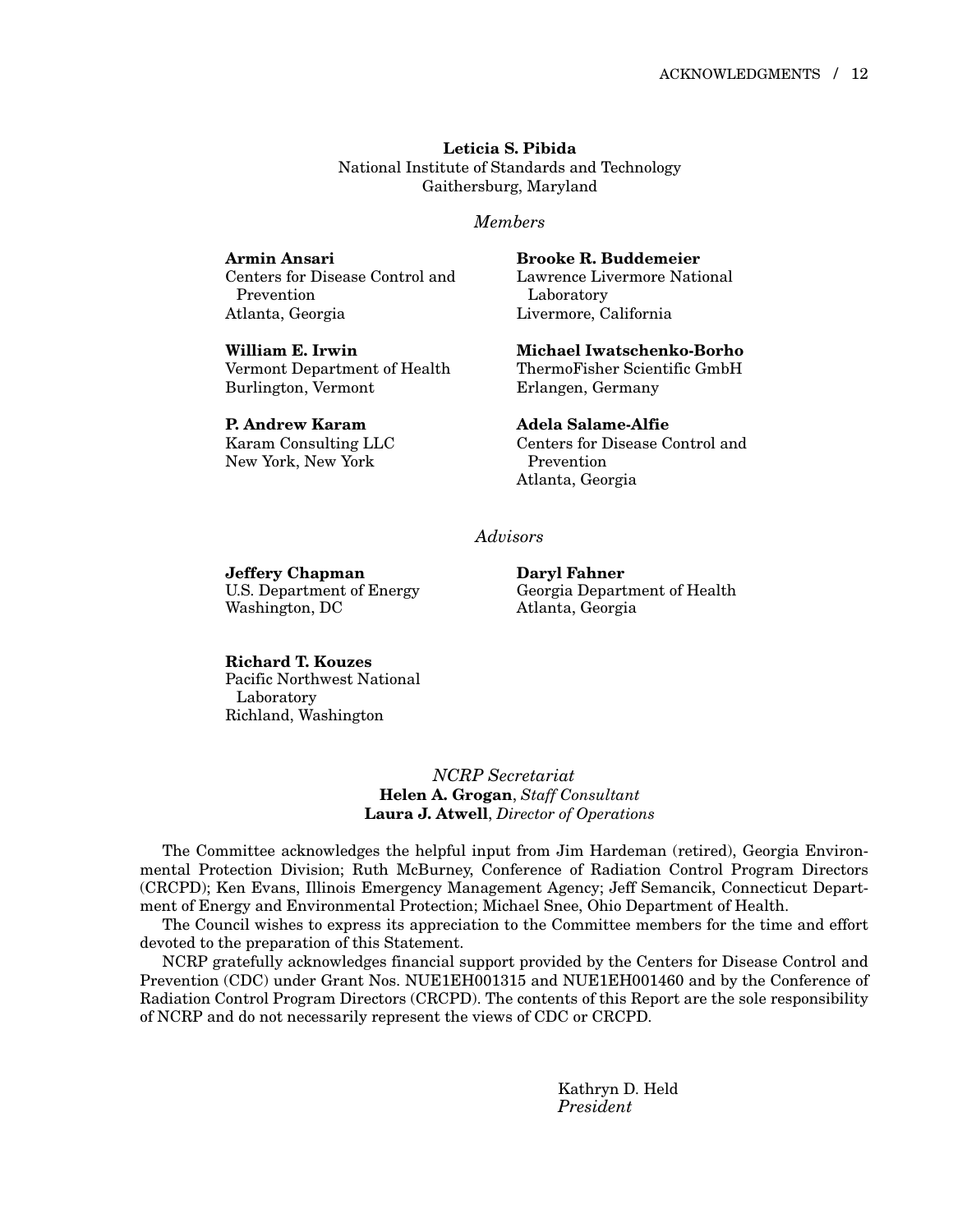**Leticia S. Pibida**
National Institute of Standards and Technology
Gaithersburg, Maryland

*Members*

**Armin Ansari**
Centers for Disease Control and Prevention
Atlanta, Georgia

**Brooke R. Buddemeier**
Lawrence Livermore National Laboratory
Livermore, California

**William E. Irwin**
Vermont Department of Health
Burlington, Vermont

**Michael Iwatschenko-Borho**
ThermoFisher Scientific GmbH
Erlangen, Germany

**P. Andrew Karam**
Karam Consulting LLC
New York, New York

**Adela Salame-Alfie**
Centers for Disease Control and Prevention
Atlanta, Georgia

*Advisors*

**Jeffery Chapman**
U.S. Department of Energy
Washington, DC

**Daryl Fahner**
Georgia Department of Health
Atlanta, Georgia

**Richard T. Kouzes**
Pacific Northwest National Laboratory
Richland, Washington

*NCRP Secretariat*
**Helen A. Grogan**, *Staff Consultant*
**Laura J. Atwell**, *Director of Operations*

The Committee acknowledges the helpful input from Jim Hardeman (retired), Georgia Environmental Protection Division; Ruth McBurney, Conference of Radiation Control Program Directors (CRCPD); Ken Evans, Illinois Emergency Management Agency; Jeff Semancik, Connecticut Department of Energy and Environmental Protection; Michael Snee, Ohio Department of Health.

The Council wishes to express its appreciation to the Committee members for the time and effort devoted to the preparation of this Statement.

NCRP gratefully acknowledges financial support provided by the Centers for Disease Control and Prevention (CDC) under Grant Nos. NUE1EH001315 and NUE1EH001460 and by the Conference of Radiation Control Program Directors (CRCPD). The contents of this Report are the sole responsibility of NCRP and do not necessarily represent the views of CDC or CRCPD.

Kathryn D. Held
*President*